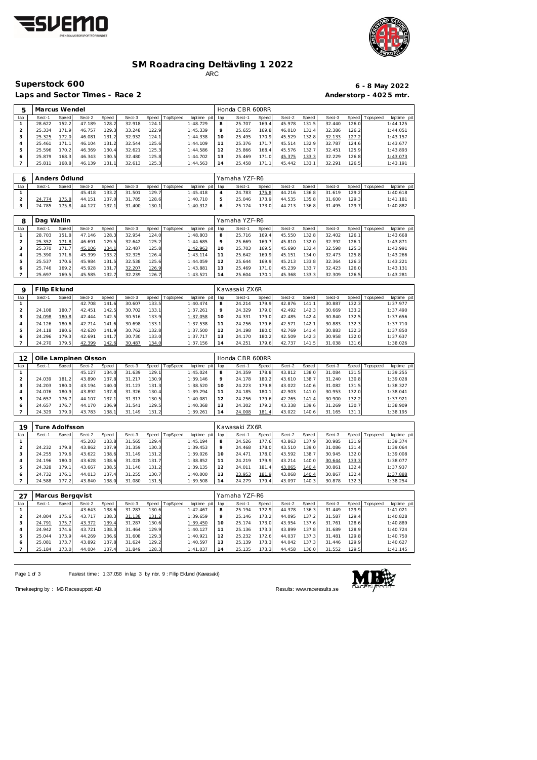# SM Roadracing Deltävling 1 2022

ARC

## Superstock 600

**6 - 8 May 2022**

**Laps and Sector Times - Race 2**

**Anderstorp - 4025 mtr.**

| 5 | Marcus Wendel | | | | | | | | Honda CBR 600RR | | | | | | | | |
|---|---|---|---|---|---|---|---|---|---|---|---|---|---|---|---|---|---|
| lap | Sect-1 | Speed | Sect-2 | Speed | Sect-3 | Speed | TopSpeed | laptime pit | lap | Sect-1 | Speed | Sect-2 | Speed | Sect-3 | Speed | Topspeed | laptime pit |
| 1 | 28.622 | 152.2 | 47.189 | 128.2 | 32.918 | 124.1 | | 1:48.729 | 8 | 25.707 | 169.4 | 45.978 | 131.5 | 32.440 | 126.0 | | 1:44.125 |
| 2 | 25.334 | 171.9 | 46.757 | 129.3 | 33.248 | 122.9 | | 1:45.339 | 9 | 25.655 | 169.8 | 46.010 | 131.4 | 32.386 | 126.2 | | 1:44.051 |
| 3 | 25.325 | 172.0 | 46.081 | 131.2 | 32.932 | 124.1 | | 1:44.338 | 10 | 25.495 | 170.9 | 45.529 | 132.8 | 32.133 | 127.2 | | 1:43.157 |
| 4 | 25.461 | 171.1 | 46.104 | 131.2 | 32.544 | 125.6 | | 1:44.109 | 11 | 25.376 | 171.7 | 45.514 | 132.9 | 32.787 | 124.6 | | 1:43.677 |
| 5 | 25.596 | 170.2 | 46.369 | 130.4 | 32.621 | 125.3 | | 1:44.586 | 12 | 25.866 | 168.4 | 45.576 | 132.7 | 32.451 | 125.9 | | 1:43.893 |
| 6 | 25.879 | 168.3 | 46.343 | 130.5 | 32.480 | 125.8 | | 1:44.702 | 13 | 25.469 | 171.0 | 45.375 | 133.3 | 32.229 | 126.8 | | 1:43.073 |
| 7 | 25.811 | 168.8 | 46.139 | 131.1 | 32.613 | 125.3 | | 1:44.563 | 14 | 25.458 | 171.1 | 45.442 | 133.1 | 32.291 | 126.5 | | 1:43.191 |

| 6 | Anders Ödlund | | | | | | | | Yamaha YZF-R6 | | | | | | | | |
|---|---|---|---|---|---|---|---|---|---|---|---|---|---|---|---|---|---|
| lap | Sect-1 | Speed | Sect-2 | Speed | Sect-3 | Speed | TopSpeed | laptime pit | lap | Sect-1 | Speed | Sect-2 | Speed | Sect-3 | Speed | Topspeed | laptime pit |
| 1 | | | 45.418 | 133.2 | 31.501 | 129.7 | | 1:45.418 | 4 | 24.783 | 175.8 | 44.216 | 136.8 | 31.619 | 129.2 | | 1:40.618 |
| 2 | 24.774 | 175.8 | 44.151 | 137.0 | 31.785 | 128.6 | | 1:40.710 | 5 | 25.046 | 173.9 | 44.535 | 135.8 | 31.600 | 129.3 | | 1:41.181 |
| 3 | 24.785 | 175.8 | 44.127 | 137.1 | 31.400 | 130.1 | | 1:40.312 | 6 | 25.174 | 173.0 | 44.213 | 136.8 | 31.495 | 129.7 | | 1:40.882 |

| 8 | Dag Wallin | | | | | | | | Yamaha YZF-R6 | | | | | | | | |
|---|---|---|---|---|---|---|---|---|---|---|---|---|---|---|---|---|---|
| lap | Sect-1 | Speed | Sect-2 | Speed | Sect-3 | Speed | TopSpeed | laptime pit | lap | Sect-1 | Speed | Sect-2 | Speed | Sect-3 | Speed | Topspeed | laptime pit |
| 1 | 28.703 | 151.8 | 47.146 | 128.3 | 32.954 | 124.0 | | 1:48.803 | 8 | 25.716 | 169.4 | 45.550 | 132.8 | 32.402 | 126.1 | | 1:43.668 |
| 2 | 25.352 | 171.8 | 46.691 | 129.5 | 32.642 | 125.2 | | 1:44.685 | 9 | 25.669 | 169.7 | 45.810 | 132.0 | 32.392 | 126.1 | | 1:43.871 |
| 3 | 25.370 | 171.7 | 45.106 | 134.1 | 32.487 | 125.8 | | 1:42.963 | 10 | 25.703 | 169.5 | 45.690 | 132.4 | 32.598 | 125.3 | | 1:43.991 |
| 4 | 25.390 | 171.6 | 45.399 | 133.2 | 32.325 | 126.4 | | 1:43.114 | 11 | 25.642 | 169.9 | 45.151 | 134.0 | 32.473 | 125.8 | | 1:43.266 |
| 5 | 25.537 | 170.6 | 45.984 | 131.5 | 32.538 | 125.6 | | 1:44.059 | 12 | 25.644 | 169.9 | 45.213 | 133.8 | 32.364 | 126.3 | | 1:43.221 |
| 6 | 25.746 | 169.2 | 45.928 | 131.7 | 32.207 | 126.9 | | 1:43.881 | 13 | 25.469 | 171.0 | 45.239 | 133.7 | 32.423 | 126.0 | | 1:43.131 |
| 7 | 25.697 | 169.5 | 45.585 | 132.7 | 32.239 | 126.7 | | 1:43.521 | 14 | 25.604 | 170.1 | 45.368 | 133.3 | 32.309 | 126.5 | | 1:43.281 |

| 9 | Filip Eklund | | | | | | | | Kawasaki ZX6R | | | | | | | | |
|---|---|---|---|---|---|---|---|---|---|---|---|---|---|---|---|---|---|
| lap | Sect-1 | Speed | Sect-2 | Speed | Sect-3 | Speed | TopSpeed | laptime pit | lap | Sect-1 | Speed | Sect-2 | Speed | Sect-3 | Speed | Topspeed | laptime pit |
| 1 | | | 42.708 | 141.6 | 30.607 | 133.5 | | 1:40.474 | 8 | 24.214 | 179.9 | 42.876 | 141.1 | 30.887 | 132.3 | | 1:37.977 |
| 2 | 24.108 | 180.7 | 42.451 | 142.5 | 30.702 | 133.1 | | 1:37.261 | 9 | 24.329 | 179.0 | 42.492 | 142.3 | 30.669 | 133.2 | | 1:37.490 |
| 3 | 24.098 | 180.8 | 42.444 | 142.5 | 30.516 | 133.9 | | 1:37.058 | 10 | 24.331 | 179.0 | 42.485 | 142.4 | 30.840 | 132.5 | | 1:37.656 |
| 4 | 24.126 | 180.6 | 42.714 | 141.6 | 30.698 | 133.1 | | 1:37.538 | 11 | 24.256 | 179.6 | 42.571 | 142.1 | 30.883 | 132.3 | | 1:37.710 |
| 5 | 24.118 | 180.6 | 42.620 | 141.9 | 30.762 | 132.8 | | 1:37.500 | 12 | 24.198 | 180.0 | 42.769 | 141.4 | 30.883 | 132.3 | | 1:37.850 |
| 6 | 24.296 | 179.3 | 42.691 | 141.7 | 30.730 | 133.0 | | 1:37.717 | 13 | 24.170 | 180.2 | 42.509 | 142.3 | 30.958 | 132.0 | | 1:37.637 |
| 7 | 24.270 | 179.5 | 42.399 | 142.6 | 30.487 | 134.0 | | 1:37.156 | 14 | 24.251 | 179.6 | 42.737 | 141.5 | 31.038 | 131.6 | | 1:38.026 |

| 12 | Olle Lampinen Olsson | | | | | | | | Honda CBR 600RR | | | | | | | | |
|---|---|---|---|---|---|---|---|---|---|---|---|---|---|---|---|---|---|
| lap | Sect-1 | Speed | Sect-2 | Speed | Sect-3 | Speed | TopSpeed | laptime pit | lap | Sect-1 | Speed | Sect-2 | Speed | Sect-3 | Speed | Topspeed | laptime pit |
| 1 | | | 45.127 | 134.0 | 31.639 | 129.1 | | 1:45.024 | 8 | 24.359 | 178.8 | 43.812 | 138.0 | 31.084 | 131.5 | | 1:39.255 |
| 2 | 24.039 | 181.2 | 43.890 | 137.8 | 31.217 | 130.9 | | 1:39.146 | 9 | 24.178 | 180.2 | 43.610 | 138.7 | 31.240 | 130.8 | | 1:39.028 |
| 3 | 24.203 | 180.0 | 43.194 | 140.0 | 31.123 | 131.3 | | 1:38.520 | 10 | 24.223 | 179.8 | 43.022 | 140.6 | 31.082 | 131.5 | | 1:38.327 |
| 4 | 24.076 | 180.9 | 43.892 | 137.8 | 31.326 | 130.4 | | 1:39.294 | 11 | 24.185 | 180.1 | 42.903 | 141.0 | 30.953 | 132.0 | | 1:38.041 |
| 5 | 24.657 | 176.7 | 44.107 | 137.1 | 31.317 | 130.5 | | 1:40.081 | 12 | 24.256 | 179.6 | 42.765 | 141.4 | 30.900 | 132.2 | | 1:37.921 |
| 6 | 24.657 | 176.7 | 44.170 | 136.9 | 31.541 | 129.5 | | 1:40.368 | 13 | 24.302 | 179.2 | 43.338 | 139.6 | 31.269 | 130.7 | | 1:38.909 |
| 7 | 24.329 | 179.0 | 43.783 | 138.1 | 31.149 | 131.2 | | 1:39.261 | 14 | 24.008 | 181.4 | 43.022 | 140.6 | 31.165 | 131.1 | | 1:38.195 |

| 19 | Ture Adolfsson | | | | | | | | Kawasaki ZX6R | | | | | | | | |
|---|---|---|---|---|---|---|---|---|---|---|---|---|---|---|---|---|---|
| lap | Sect-1 | Speed | Sect-2 | Speed | Sect-3 | Speed | TopSpeed | laptime pit | lap | Sect-1 | Speed | Sect-2 | Speed | Sect-3 | Speed | Topspeed | laptime pit |
| 1 | | | 45.203 | 133.8 | 31.565 | 129.4 | | 1:45.194 | 8 | 24.526 | 177.6 | 43.863 | 137.9 | 30.985 | 131.9 | | 1:39.374 |
| 2 | 24.232 | 179.8 | 43.862 | 137.9 | 31.359 | 130.3 | | 1:39.453 | 9 | 24.468 | 178.0 | 43.510 | 139.0 | 31.086 | 131.4 | | 1:39.064 |
| 3 | 24.255 | 179.6 | 43.622 | 138.6 | 31.149 | 131.2 | | 1:39.026 | 10 | 24.471 | 178.0 | 43.592 | 138.7 | 30.945 | 132.0 | | 1:39.008 |
| 4 | 24.196 | 180.0 | 43.628 | 138.6 | 31.028 | 131.7 | | 1:38.852 | 11 | 24.219 | 179.9 | 43.214 | 140.0 | 30.644 | 133.3 | | 1:38.077 |
| 5 | 24.328 | 179.1 | 43.667 | 138.5 | 31.140 | 131.2 | | 1:39.135 | 12 | 24.011 | 181.4 | 43.065 | 140.4 | 30.861 | 132.4 | | 1:37.937 |
| 6 | 24.732 | 176.1 | 44.013 | 137.4 | 31.255 | 130.7 | | 1:40.000 | 13 | 23.953 | 181.9 | 43.068 | 140.4 | 30.867 | 132.4 | | 1:37.888 |
| 7 | 24.588 | 177.2 | 43.840 | 138.0 | 31.080 | 131.5 | | 1:39.508 | 14 | 24.279 | 179.4 | 43.097 | 140.3 | 30.878 | 132.3 | | 1:38.254 |

| 27 | Marcus Bergqvist | | | | | | | | Yamaha YZF-R6 | | | | | | | | |
|---|---|---|---|---|---|---|---|---|---|---|---|---|---|---|---|---|---|
| lap | Sect-1 | Speed | Sect-2 | Speed | Sect-3 | Speed | TopSpeed | laptime pit | lap | Sect-1 | Speed | Sect-2 | Speed | Sect-3 | Speed | Topspeed | laptime pit |
| 1 | | | 43.643 | 138.6 | 31.287 | 130.6 | | 1:42.467 | 8 | 25.194 | 172.9 | 44.378 | 136.3 | 31.449 | 129.9 | | 1:41.021 |
| 2 | 24.804 | 175.6 | 43.717 | 138.3 | 31.138 | 131.2 | | 1:39.659 | 9 | 25.146 | 173.2 | 44.095 | 137.2 | 31.587 | 129.4 | | 1:40.828 |
| 3 | 24.791 | 175.7 | 43.372 | 139.4 | 31.287 | 130.6 | | 1:39.450 | 10 | 25.174 | 173.0 | 43.954 | 137.6 | 31.761 | 128.6 | | 1:40.889 |
| 4 | 24.942 | 174.6 | 43.721 | 138.3 | 31.464 | 129.9 | | 1:40.127 | 11 | 25.136 | 173.3 | 43.899 | 137.8 | 31.689 | 128.9 | | 1:40.724 |
| 5 | 25.044 | 173.9 | 44.269 | 136.6 | 31.608 | 129.3 | | 1:40.921 | 12 | 25.232 | 172.6 | 44.037 | 137.3 | 31.481 | 129.8 | | 1:40.750 |
| 6 | 25.081 | 173.7 | 43.892 | 137.8 | 31.624 | 129.2 | | 1:40.597 | 13 | 25.139 | 173.3 | 44.042 | 137.3 | 31.446 | 129.9 | | 1:40.627 |
| 7 | 25.184 | 173.0 | 44.004 | 137.4 | 31.849 | 128.3 | | 1:41.037 | 14 | 25.135 | 173.3 | 44.458 | 136.0 | 31.552 | 129.5 | | 1:41.145 |

Fastest time : 1:37.058 in lap 3 by nbr. 9 : Filip Eklund (Kawasaki)

Timekeeping by : MB Racesupport AB

Results: www.raceresults.se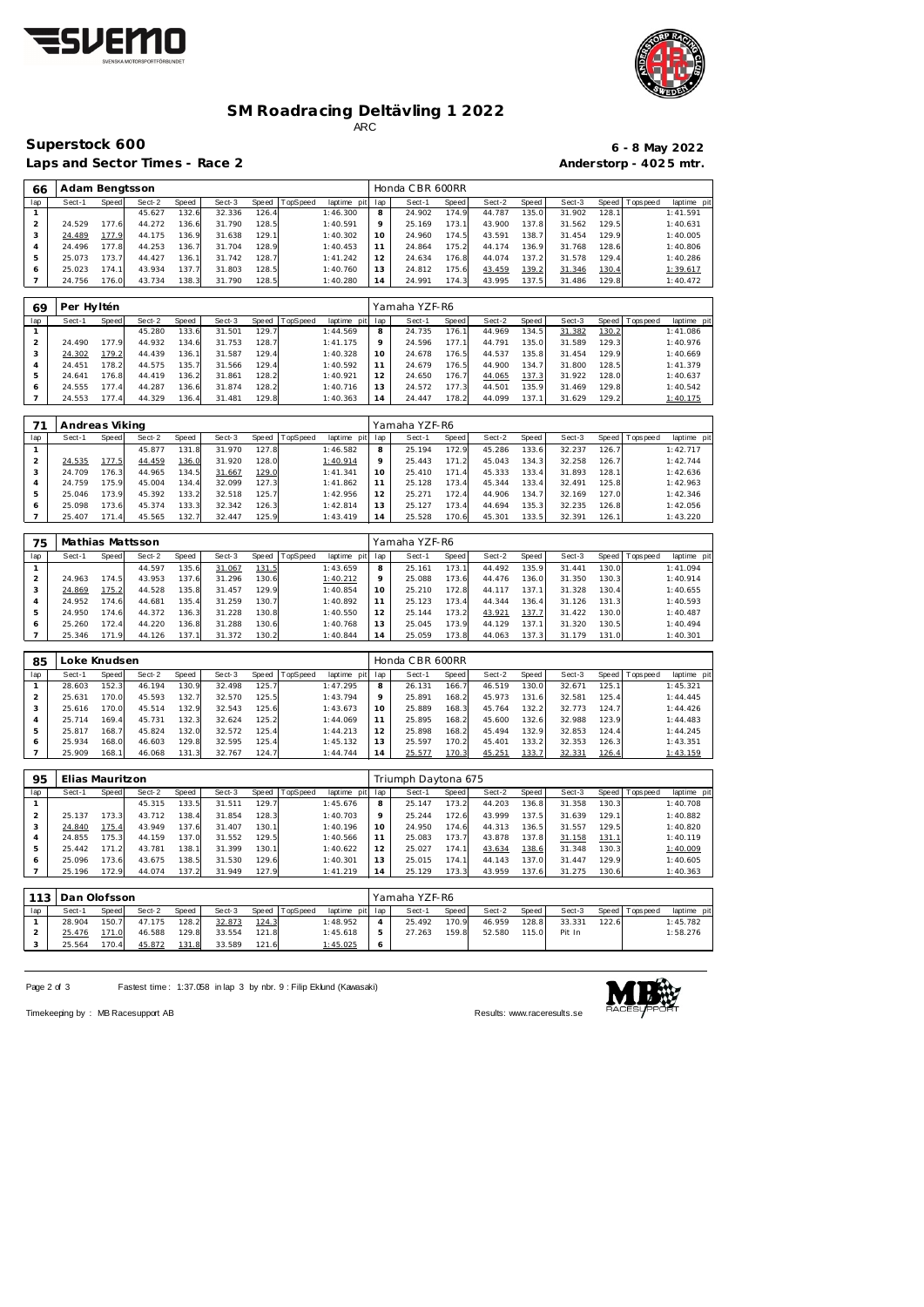# SM Roadracing Deltävling 1 2022

ARC

## Superstock 600

**6 - 8 May 2022**

**Laps and Sector Times - Race 2**

**Anderstorp - 4025 mtr.**

| 66 | Adam Bengtsson | | | | | | | | Honda CBR 600RR | | | | | | | | |
|---|---|---|---|---|---|---|---|---|---|---|---|---|---|---|---|---|---|
| lap | Sect-1 | Speed | Sect-2 | Speed | Sect-3 | Speed | TopSpeed | laptime pit | lap | Sect-1 | Speed | Sect-2 | Speed | Sect-3 | Speed | Topspeed | laptime pit |
| 1 | | | 45.627 | 132.6 | 32.336 | 126.4 | | 1:46.300 | 8 | 24.902 | 174.9 | 44.787 | 135.0 | 31.902 | 128.1 | | 1:41.591 |
| 2 | 24.529 | 177.6 | 44.272 | 136.6 | 31.790 | 128.5 | | 1:40.591 | 9 | 25.169 | 173.1 | 43.900 | 137.8 | 31.562 | 129.5 | | 1:40.631 |
| 3 | 24.489 | 177.9 | 44.175 | 136.9 | 31.638 | 129.1 | | 1:40.302 | 10 | 24.960 | 174.5 | 43.591 | 138.7 | 31.454 | 129.9 | | 1:40.005 |
| 4 | 24.496 | 177.8 | 44.253 | 136.7 | 31.704 | 128.9 | | 1:40.453 | 11 | 24.864 | 175.2 | 44.174 | 136.9 | 31.768 | 128.6 | | 1:40.806 |
| 5 | 25.073 | 173.7 | 44.427 | 136.1 | 31.742 | 128.7 | | 1:41.242 | 12 | 24.634 | 176.8 | 44.074 | 137.2 | 31.578 | 129.4 | | 1:40.286 |
| 6 | 25.023 | 174.1 | 43.934 | 137.7 | 31.803 | 128.5 | | 1:40.760 | 13 | 24.812 | 175.6 | 43.459 | 139.2 | 31.346 | 130.4 | | 1:39.617 |
| 7 | 24.756 | 176.0 | 43.734 | 138.3 | 31.790 | 128.5 | | 1:40.280 | 14 | 24.991 | 174.3 | 43.995 | 137.5 | 31.486 | 129.8 | | 1:40.472 |

| 69 | Per Hyltén | | | | | | | | Yamaha YZF-R6 | | | | | | | | |
|---|---|---|---|---|---|---|---|---|---|---|---|---|---|---|---|---|---|
| lap | Sect-1 | Speed | Sect-2 | Speed | Sect-3 | Speed | TopSpeed | laptime pit | lap | Sect-1 | Speed | Sect-2 | Speed | Sect-3 | Speed | Topspeed | laptime pit |
| 1 | | | 45.280 | 133.6 | 31.501 | 129.7 | | 1:44.569 | 8 | 24.735 | 176.1 | 44.969 | 134.5 | 31.382 | 130.2 | | 1:41.086 |
| 2 | 24.490 | 177.9 | 44.932 | 134.6 | 31.753 | 128.7 | | 1:41.175 | 9 | 24.596 | 177.1 | 44.791 | 135.0 | 31.589 | 129.3 | | 1:40.976 |
| 3 | 24.302 | 179.2 | 44.439 | 136.1 | 31.587 | 129.4 | | 1:40.328 | 10 | 24.678 | 176.5 | 44.537 | 135.8 | 31.454 | 129.9 | | 1:40.669 |
| 4 | 24.451 | 178.2 | 44.575 | 135.7 | 31.566 | 129.4 | | 1:40.592 | 11 | 24.679 | 176.5 | 44.900 | 134.7 | 31.800 | 128.5 | | 1:41.379 |
| 5 | 24.641 | 176.8 | 44.419 | 136.2 | 31.861 | 128.2 | | 1:40.921 | 12 | 24.650 | 176.7 | 44.065 | 137.3 | 31.922 | 128.0 | | 1:40.637 |
| 6 | 24.555 | 177.4 | 44.287 | 136.6 | 31.874 | 128.2 | | 1:40.716 | 13 | 24.572 | 177.3 | 44.501 | 135.9 | 31.469 | 129.8 | | 1:40.542 |
| 7 | 24.553 | 177.4 | 44.329 | 136.4 | 31.481 | 129.8 | | 1:40.363 | 14 | 24.447 | 178.2 | 44.099 | 137.1 | 31.629 | 129.2 | | 1:40.175 |

| 71 | Andreas Viking | | | | | | | | Yamaha YZF-R6 | | | | | | | | |
|---|---|---|---|---|---|---|---|---|---|---|---|---|---|---|---|---|---|
| lap | Sect-1 | Speed | Sect-2 | Speed | Sect-3 | Speed | TopSpeed | laptime pit | lap | Sect-1 | Speed | Sect-2 | Speed | Sect-3 | Speed | Topspeed | laptime pit |
| 1 | | | 45.877 | 131.8 | 31.970 | 127.8 | | 1:46.582 | 8 | 25.194 | 172.9 | 45.286 | 133.6 | 32.237 | 126.7 | | 1:42.717 |
| 2 | 24.535 | 177.5 | 44.459 | 136.0 | 31.920 | 128.0 | | 1:40.914 | 9 | 25.443 | 171.2 | 45.043 | 134.3 | 32.258 | 126.7 | | 1:42.744 |
| 3 | 24.709 | 176.3 | 44.965 | 134.5 | 31.667 | 129.0 | | 1:41.341 | 10 | 25.410 | 171.4 | 45.333 | 133.4 | 31.893 | 128.1 | | 1:42.636 |
| 4 | 24.759 | 175.9 | 45.004 | 134.4 | 32.099 | 127.3 | | 1:41.862 | 11 | 25.128 | 173.4 | 45.344 | 133.4 | 32.491 | 125.8 | | 1:42.963 |
| 5 | 25.046 | 173.9 | 45.392 | 133.2 | 32.518 | 125.7 | | 1:42.956 | 12 | 25.271 | 172.4 | 44.906 | 134.7 | 32.169 | 127.0 | | 1:42.346 |
| 6 | 25.098 | 173.6 | 45.374 | 133.3 | 32.342 | 126.3 | | 1:42.814 | 13 | 25.127 | 173.4 | 44.694 | 135.3 | 32.235 | 126.8 | | 1:42.056 |
| 7 | 25.407 | 171.4 | 45.565 | 132.7 | 32.447 | 125.9 | | 1:43.419 | 14 | 25.528 | 170.6 | 45.301 | 133.5 | 32.391 | 126.1 | | 1:43.220 |

| 75 | Mathias Mattsson | | | | | | | | Yamaha YZF-R6 | | | | | | | | |
|---|---|---|---|---|---|---|---|---|---|---|---|---|---|---|---|---|---|
| lap | Sect-1 | Speed | Sect-2 | Speed | Sect-3 | Speed | TopSpeed | laptime pit | lap | Sect-1 | Speed | Sect-2 | Speed | Sect-3 | Speed | Topspeed | laptime pit |
| 1 | | | 44.597 | 135.6 | 31.067 | 131.5 | | 1:43.659 | 8 | 25.161 | 173.1 | 44.492 | 135.9 | 31.441 | 130.0 | | 1:41.094 |
| 2 | 24.963 | 174.5 | 43.953 | 137.6 | 31.296 | 130.6 | | 1:40.212 | 9 | 25.088 | 173.6 | 44.476 | 136.0 | 31.350 | 130.3 | | 1:40.914 |
| 3 | 24.869 | 175.2 | 44.528 | 135.8 | 31.457 | 129.9 | | 1:40.854 | 10 | 25.210 | 172.8 | 44.117 | 137.1 | 31.328 | 130.4 | | 1:40.655 |
| 4 | 24.952 | 174.6 | 44.681 | 135.4 | 31.259 | 130.7 | | 1:40.892 | 11 | 25.123 | 173.4 | 44.344 | 136.4 | 31.126 | 131.3 | | 1:40.593 |
| 5 | 24.950 | 174.6 | 44.372 | 136.3 | 31.228 | 130.8 | | 1:40.550 | 12 | 25.144 | 173.2 | 43.921 | 137.7 | 31.422 | 130.0 | | 1:40.487 |
| 6 | 25.260 | 172.4 | 44.220 | 136.8 | 31.288 | 130.6 | | 1:40.768 | 13 | 25.045 | 173.9 | 44.129 | 137.1 | 31.320 | 130.5 | | 1:40.494 |
| 7 | 25.346 | 171.9 | 44.126 | 137.1 | 31.372 | 130.2 | | 1:40.844 | 14 | 25.059 | 173.8 | 44.063 | 137.3 | 31.179 | 131.0 | | 1:40.301 |

| 85 | Loke Knudsen | | | | | | | | Honda CBR 600RR | | | | | | | | |
|---|---|---|---|---|---|---|---|---|---|---|---|---|---|---|---|---|---|
| lap | Sect-1 | Speed | Sect-2 | Speed | Sect-3 | Speed | TopSpeed | laptime pit | lap | Sect-1 | Speed | Sect-2 | Speed | Sect-3 | Speed | Topspeed | laptime pit |
| 1 | 28.603 | 152.3 | 46.194 | 130.9 | 32.498 | 125.7 | | 1:47.295 | 8 | 26.131 | 166.7 | 46.519 | 130.0 | 32.671 | 125.1 | | 1:45.321 |
| 2 | 25.631 | 170.0 | 45.593 | 132.7 | 32.570 | 125.5 | | 1:43.794 | 9 | 25.891 | 168.2 | 45.973 | 131.6 | 32.581 | 125.4 | | 1:44.445 |
| 3 | 25.616 | 170.0 | 45.514 | 132.9 | 32.543 | 125.6 | | 1:43.673 | 10 | 25.889 | 168.3 | 45.764 | 132.2 | 32.773 | 124.7 | | 1:44.426 |
| 4 | 25.714 | 169.4 | 45.731 | 132.3 | 32.624 | 125.2 | | 1:44.069 | 11 | 25.895 | 168.2 | 45.600 | 132.6 | 32.988 | 123.9 | | 1:44.483 |
| 5 | 25.817 | 168.7 | 45.824 | 132.0 | 32.572 | 125.4 | | 1:44.213 | 12 | 25.898 | 168.2 | 45.494 | 132.9 | 32.853 | 124.4 | | 1:44.245 |
| 6 | 25.934 | 168.0 | 46.603 | 129.8 | 32.595 | 125.4 | | 1:45.132 | 13 | 25.597 | 170.2 | 45.401 | 133.2 | 32.353 | 126.3 | | 1:43.351 |
| 7 | 25.909 | 168.1 | 46.068 | 131.3 | 32.767 | 124.7 | | 1:44.744 | 14 | 25.577 | 170.3 | 45.251 | 133.7 | 32.331 | 126.4 | | 1:43.159 |

| 95 | Elias Mauritzon | | | | | | | | Triumph Daytona 675 | | | | | | | | |
|---|---|---|---|---|---|---|---|---|---|---|---|---|---|---|---|---|---|
| lap | Sect-1 | Speed | Sect-2 | Speed | Sect-3 | Speed | TopSpeed | laptime pit | lap | Sect-1 | Speed | Sect-2 | Speed | Sect-3 | Speed | Topspeed | laptime pit |
| 1 | | | 45.315 | 133.5 | 31.511 | 129.7 | | 1:45.676 | 8 | 25.147 | 173.2 | 44.203 | 136.8 | 31.358 | 130.3 | | 1:40.708 |
| 2 | 25.137 | 173.3 | 43.712 | 138.4 | 31.854 | 128.3 | | 1:40.703 | 9 | 25.244 | 172.6 | 43.999 | 137.5 | 31.639 | 129.1 | | 1:40.882 |
| 3 | 24.840 | 175.4 | 43.949 | 137.6 | 31.407 | 130.1 | | 1:40.196 | 10 | 24.950 | 174.6 | 44.313 | 136.5 | 31.557 | 129.5 | | 1:40.820 |
| 4 | 24.855 | 175.3 | 44.159 | 137.0 | 31.552 | 129.5 | | 1:40.566 | 11 | 25.083 | 173.7 | 43.878 | 137.8 | 31.158 | 131.1 | | 1:40.119 |
| 5 | 25.442 | 171.2 | 43.781 | 138.1 | 31.399 | 130.1 | | 1:40.622 | 12 | 25.027 | 174.1 | 43.634 | 138.6 | 31.348 | 130.3 | | 1:40.009 |
| 6 | 25.096 | 173.6 | 43.675 | 138.5 | 31.530 | 129.6 | | 1:40.301 | 13 | 25.015 | 174.1 | 44.143 | 137.0 | 31.447 | 129.9 | | 1:40.605 |
| 7 | 25.196 | 172.9 | 44.074 | 137.2 | 31.949 | 127.9 | | 1:41.219 | 14 | 25.129 | 173.3 | 43.959 | 137.6 | 31.275 | 130.6 | | 1:40.363 |

| 113 | Dan Olofsson | | | | | | | | Yamaha YZF-R6 | | | | | | | | |
|---|---|---|---|---|---|---|---|---|---|---|---|---|---|---|---|---|---|
| lap | Sect-1 | Speed | Sect-2 | Speed | Sect-3 | Speed | TopSpeed | laptime pit | lap | Sect-1 | Speed | Sect-2 | Speed | Sect-3 | Speed | Topspeed | laptime pit |
| 1 | 28.904 | 150.7 | 47.175 | 128.2 | 32.873 | 124.3 | | 1:48.952 | 4 | 25.492 | 170.9 | 46.959 | 128.8 | 33.331 | 122.6 | | 1:45.782 |
| 2 | 25.476 | 171.0 | 46.588 | 129.8 | 33.554 | 121.8 | | 1:45.618 | 5 | 27.263 | 159.8 | 52.580 | 115.0 | Pit In | | | 1:58.276 |
| 3 | 25.564 | 170.4 | 45.872 | 131.8 | 33.589 | 121.6 | | 1:45.025 | 6 | | | | | | | | |

Fastest time : 1:37.058 in lap 3 by nbr. 9 : Filip Eklund (Kawasaki)

Timekeeping by : MB Racesupport AB

Results: www.raceresults.se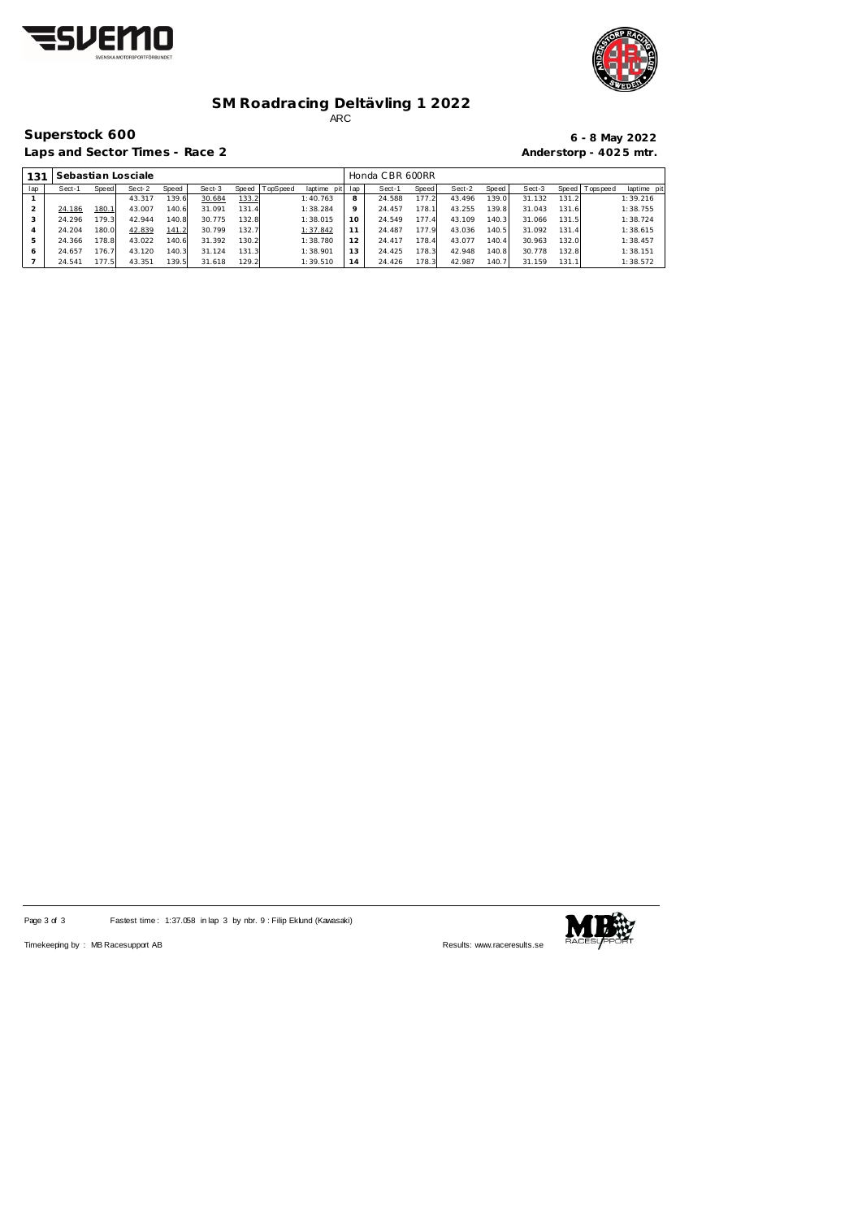# SM Roadracing Deltävling 1 2022

ARC

## Superstock 600

**6 - 8 May 2022**

**Laps and Sector Times - Race 2**

**Anderstorp - 4025 mtr.**

| 131 | Sebastian Losciale | | | | | | | | | Honda CBR 600RR | | | | | | | | |
|---|---|---|---|---|---|---|---|---|---|---|---|---|---|---|---|---|---|---|
| lap | Sect-1 | Speed | Sect-2 | Speed | Sect-3 | Speed | TopSpeed | laptime pit | lap | Sect-1 | Speed | Sect-2 | Speed | Sect-3 | Speed | Topspeed | laptime pit |
| 1 | | | 43.317 | 139.6 | 30.684 | 133.2 | | 1:40.763 | 8 | 24.588 | 177.2 | 43.496 | 139.0 | 31.132 | 131.2 | | 1:39.216 |
| 2 | 24.186 | 180.1 | 43.007 | 140.6 | 31.091 | 131.4 | | 1:38.284 | 9 | 24.457 | 178.1 | 43.255 | 139.8 | 31.043 | 131.6 | | 1:38.755 |
| 3 | 24.296 | 179.3 | 42.944 | 140.8 | 30.775 | 132.8 | | 1:38.015 | 10 | 24.549 | 177.4 | 43.109 | 140.3 | 31.066 | 131.5 | | 1:38.724 |
| 4 | 24.204 | 180.0 | 42.839 | 141.2 | 30.799 | 132.7 | | 1:37.842 | 11 | 24.487 | 177.9 | 43.036 | 140.5 | 31.092 | 131.4 | | 1:38.615 |
| 5 | 24.366 | 178.8 | 43.022 | 140.6 | 31.392 | 130.2 | | 1:38.780 | 12 | 24.417 | 178.4 | 43.077 | 140.4 | 30.963 | 132.0 | | 1:38.457 |
| 6 | 24.657 | 176.7 | 43.120 | 140.3 | 31.124 | 131.3 | | 1:38.901 | 13 | 24.425 | 178.3 | 42.948 | 140.8 | 30.778 | 132.8 | | 1:38.151 |
| 7 | 24.541 | 177.5 | 43.351 | 139.5 | 31.618 | 129.2 | | 1:39.510 | 14 | 24.426 | 178.3 | 42.987 | 140.7 | 31.159 | 131.1 | | 1:38.572 |

Fastest time : 1:37.058 in lap 3 by nbr. 9 : Filip Eklund (Kawasaki)

Timekeeping by : MB Racesupport AB

Results: www.raceresults.se